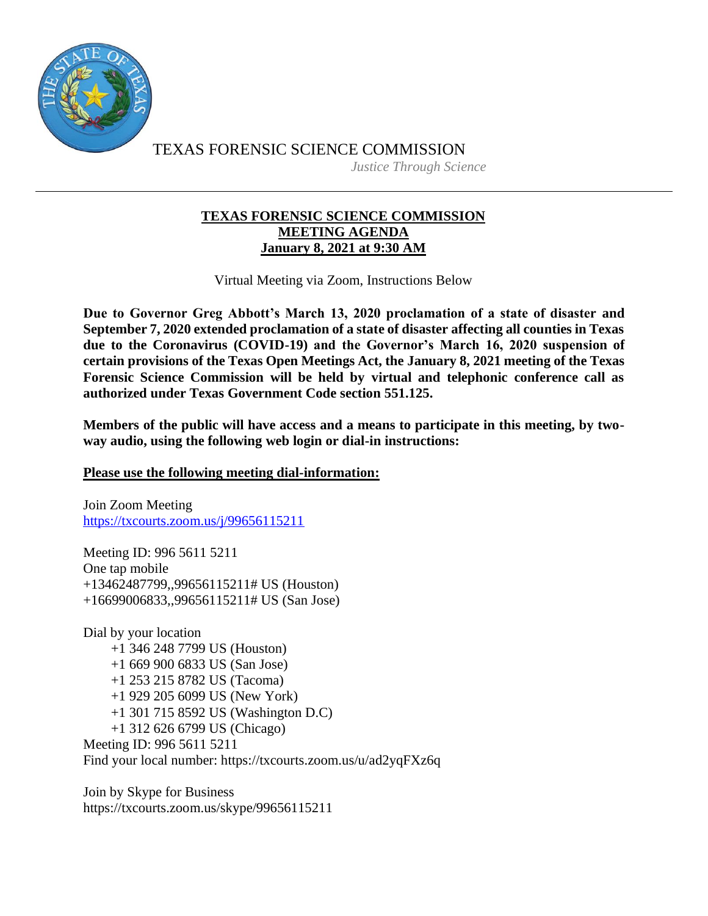TEXAS FORENSIC SCIENCE COMMISSION

*Justice Through Science*

---

# TEXAS FORENSIC SCIENCE COMMISSION
## MEETING AGENDA
## January 8, 2021 at 9:30 AM

Virtual Meeting via Zoom, Instructions Below

**Due to Governor Greg Abbott's March 13, 2020 proclamation of a state of disaster and September 7, 2020 extended proclamation of a state of disaster affecting all counties in Texas due to the Coronavirus (COVID-19) and the Governor's March 16, 2020 suspension of certain provisions of the Texas Open Meetings Act, the January 8, 2021 meeting of the Texas Forensic Science Commission will be held by virtual and telephonic conference call as authorized under Texas Government Code section 551.125.**

**Members of the public will have access and a means to participate in this meeting, by two-way audio, using the following web login or dial-in instructions:**

**Please use the following meeting dial-information:**

Join Zoom Meeting
https://txcourts.zoom.us/j/99656115211

Meeting ID: 996 5611 5211
One tap mobile
+13462487799,,99656115211# US (Houston)
+16699006833,,99656115211# US (San Jose)

Dial by your location
- +1 346 248 7799 US (Houston)
- +1 669 900 6833 US (San Jose)
- +1 253 215 8782 US (Tacoma)
- +1 929 205 6099 US (New York)
- +1 301 715 8592 US (Washington D.C)
- +1 312 626 6799 US (Chicago)

Meeting ID: 996 5611 5211
Find your local number: https://txcourts.zoom.us/u/ad2yqFXz6q

Join by Skype for Business
https://txcourts.zoom.us/skype/99656115211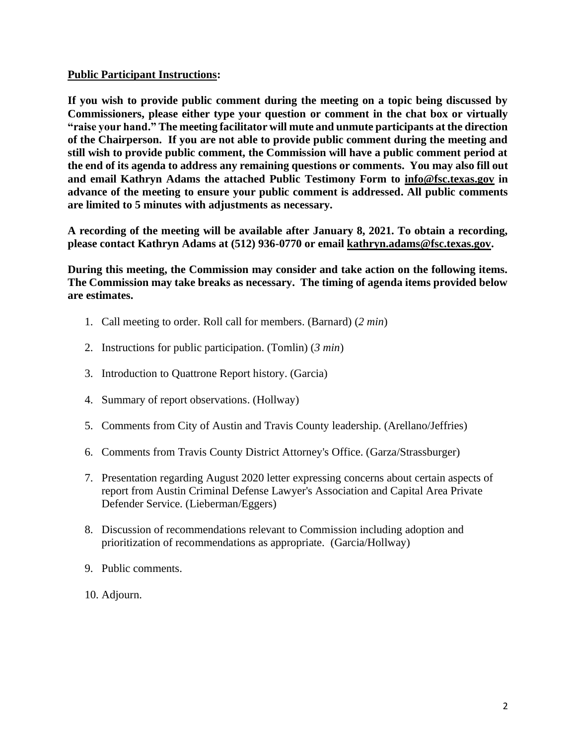**Public Participant Instructions:**

**If you wish to provide public comment during the meeting on a topic being discussed by Commissioners, please either type your question or comment in the chat box or virtually "raise your hand." The meeting facilitator will mute and unmute participants at the direction of the Chairperson. If you are not able to provide public comment during the meeting and still wish to provide public comment, the Commission will have a public comment period at the end of its agenda to address any remaining questions or comments. You may also fill out and email Kathryn Adams the attached Public Testimony Form to info@fsc.texas.gov in advance of the meeting to ensure your public comment is addressed. All public comments are limited to 5 minutes with adjustments as necessary.**

**A recording of the meeting will be available after January 8, 2021. To obtain a recording, please contact Kathryn Adams at (512) 936-0770 or email kathryn.adams@fsc.texas.gov.**

**During this meeting, the Commission may consider and take action on the following items. The Commission may take breaks as necessary. The timing of agenda items provided below are estimates.**

1. Call meeting to order. Roll call for members. (Barnard) (*2 min*)
2. Instructions for public participation. (Tomlin) (*3 min*)
3. Introduction to Quattrone Report history. (Garcia)
4. Summary of report observations. (Hollway)
5. Comments from City of Austin and Travis County leadership. (Arellano/Jeffries)
6. Comments from Travis County District Attorney's Office. (Garza/Strassburger)
7. Presentation regarding August 2020 letter expressing concerns about certain aspects of report from Austin Criminal Defense Lawyer's Association and Capital Area Private Defender Service. (Lieberman/Eggers)
8. Discussion of recommendations relevant to Commission including adoption and prioritization of recommendations as appropriate. (Garcia/Hollway)
9. Public comments.
10. Adjourn.